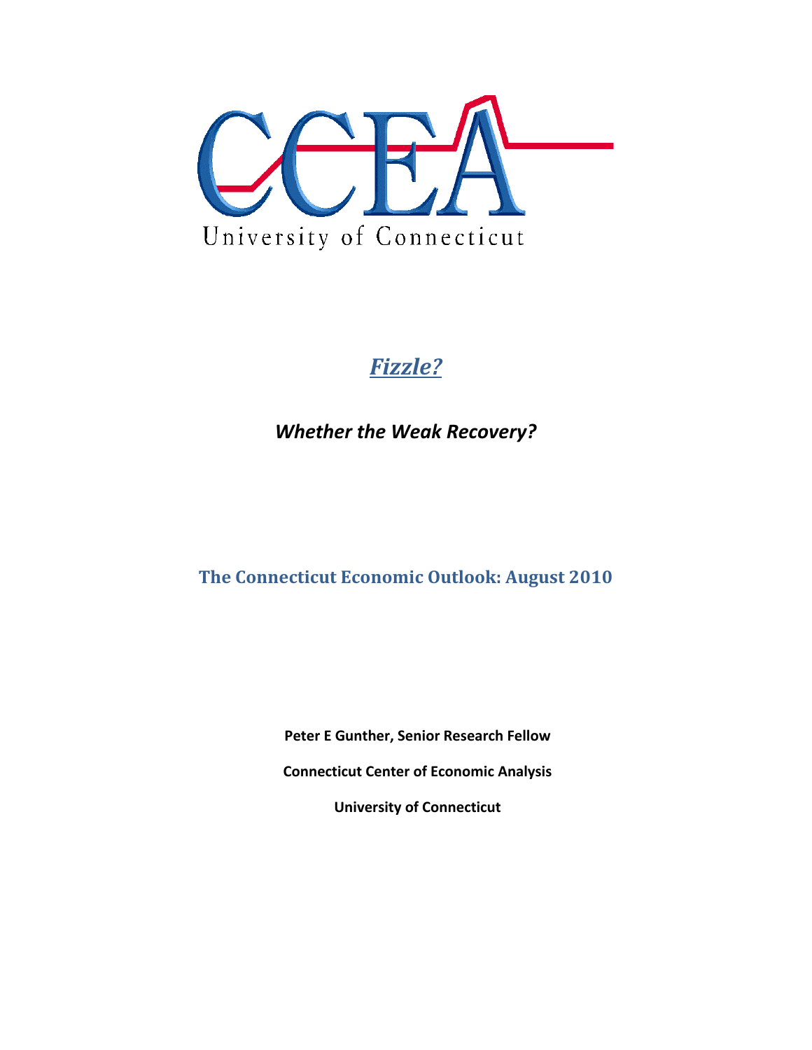CCEA

University of Connecticut

# *Fizzle?*

## *Whether the Weak Recovery?*

## The Connecticut Economic Outlook: August 2010

**Peter E Gunther, Senior Research Fellow**

**Connecticut Center of Economic Analysis**

**University of Connecticut**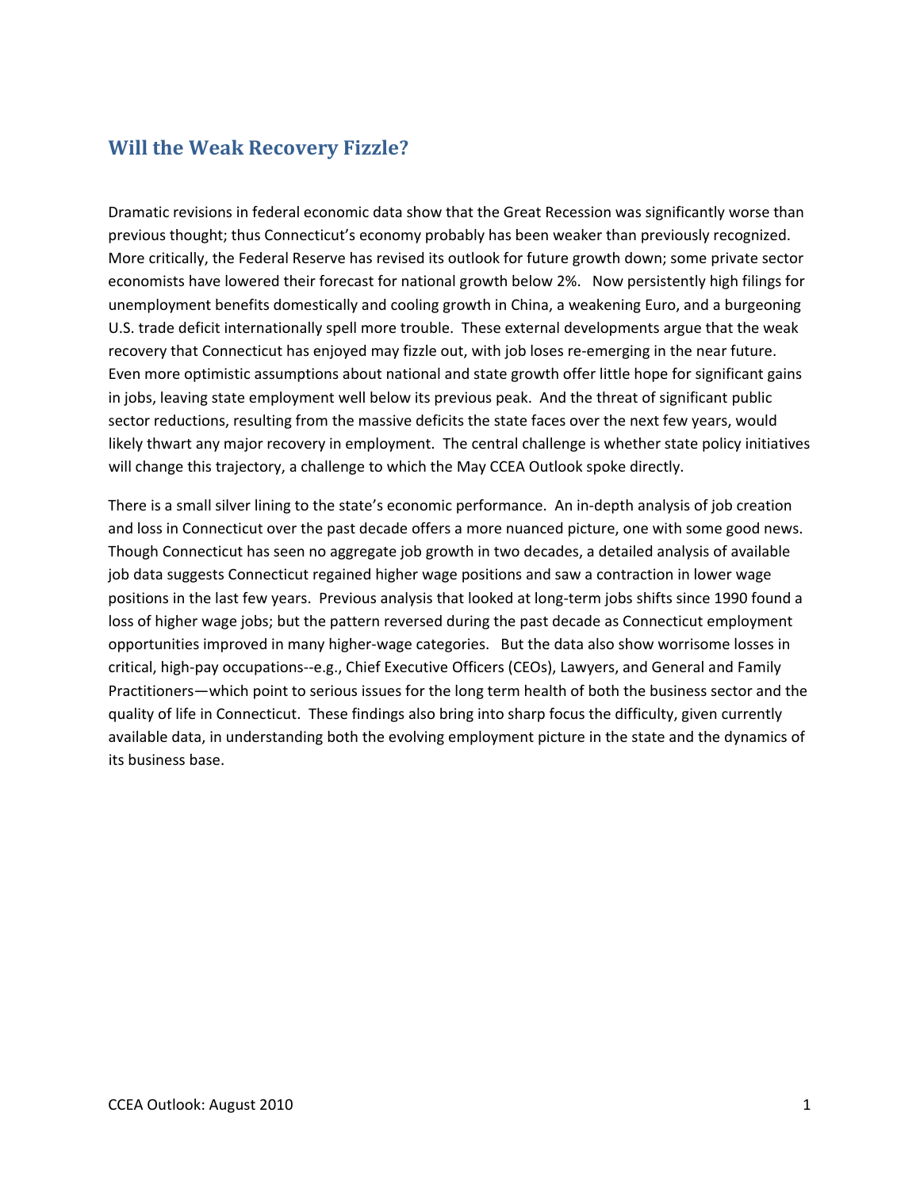## Will the Weak Recovery Fizzle?

Dramatic revisions in federal economic data show that the Great Recession was significantly worse than previous thought; thus Connecticut's economy probably has been weaker than previously recognized. More critically, the Federal Reserve has revised its outlook for future growth down; some private sector economists have lowered their forecast for national growth below 2%. Now persistently high filings for unemployment benefits domestically and cooling growth in China, a weakening Euro, and a burgeoning U.S. trade deficit internationally spell more trouble. These external developments argue that the weak recovery that Connecticut has enjoyed may fizzle out, with job loses re-emerging in the near future. Even more optimistic assumptions about national and state growth offer little hope for significant gains in jobs, leaving state employment well below its previous peak. And the threat of significant public sector reductions, resulting from the massive deficits the state faces over the next few years, would likely thwart any major recovery in employment. The central challenge is whether state policy initiatives will change this trajectory, a challenge to which the May CCEA Outlook spoke directly.

There is a small silver lining to the state's economic performance. An in-depth analysis of job creation and loss in Connecticut over the past decade offers a more nuanced picture, one with some good news. Though Connecticut has seen no aggregate job growth in two decades, a detailed analysis of available job data suggests Connecticut regained higher wage positions and saw a contraction in lower wage positions in the last few years. Previous analysis that looked at long-term jobs shifts since 1990 found a loss of higher wage jobs; but the pattern reversed during the past decade as Connecticut employment opportunities improved in many higher-wage categories. But the data also show worrisome losses in critical, high-pay occupations--e.g., Chief Executive Officers (CEOs), Lawyers, and General and Family Practitioners—which point to serious issues for the long term health of both the business sector and the quality of life in Connecticut. These findings also bring into sharp focus the difficulty, given currently available data, in understanding both the evolving employment picture in the state and the dynamics of its business base.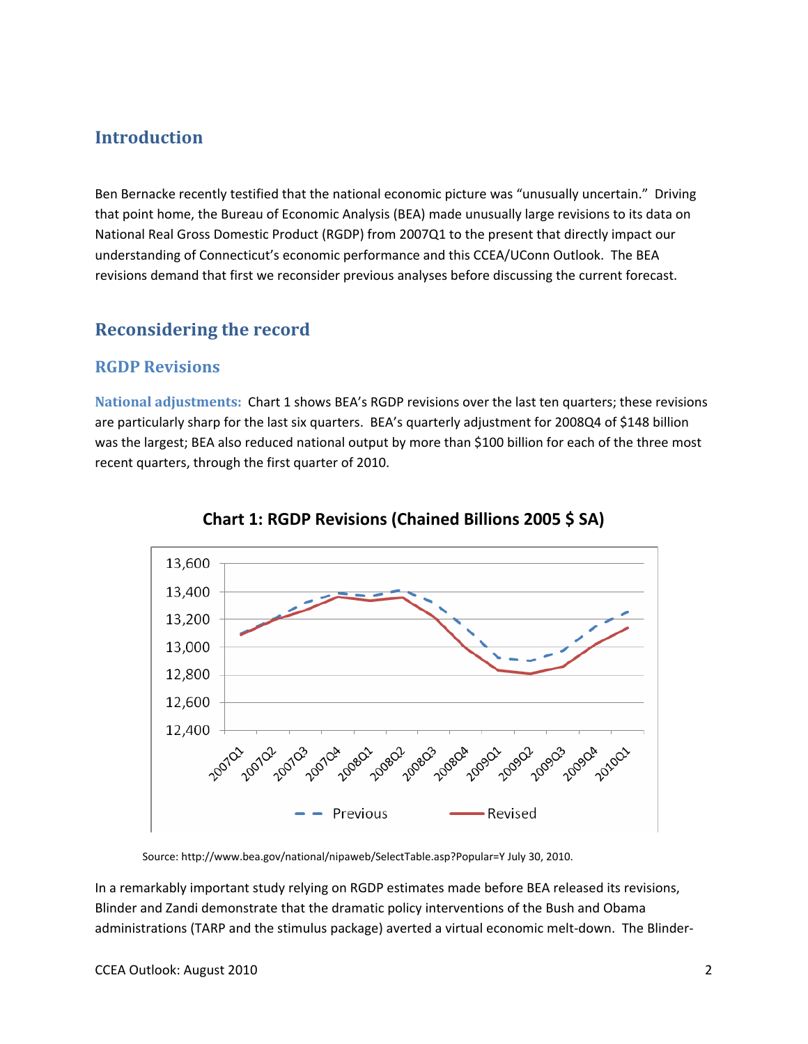## Introduction

Ben Bernacke recently testified that the national economic picture was "unusually uncertain." Driving that point home, the Bureau of Economic Analysis (BEA) made unusually large revisions to its data on National Real Gross Domestic Product (RGDP) from 2007Q1 to the present that directly impact our understanding of Connecticut's economic performance and this CCEA/UConn Outlook. The BEA revisions demand that first we reconsider previous analyses before discussing the current forecast.

## Reconsidering the record

### RGDP Revisions

**National adjustments:** Chart 1 shows BEA's RGDP revisions over the last ten quarters; these revisions are particularly sharp for the last six quarters. BEA's quarterly adjustment for 2008Q4 of $148 billion was the largest; BEA also reduced national output by more than $100 billion for each of the three most recent quarters, through the first quarter of 2010.

**Chart 1: RGDP Revisions (Chained Billions 2005 $ SA)**

Source: http://www.bea.gov/national/nipaweb/SelectTable.asp?Popular=Y July 30, 2010.

In a remarkably important study relying on RGDP estimates made before BEA released its revisions, Blinder and Zandi demonstrate that the dramatic policy interventions of the Bush and Obama administrations (TARP and the stimulus package) averted a virtual economic melt-down. The Blinder-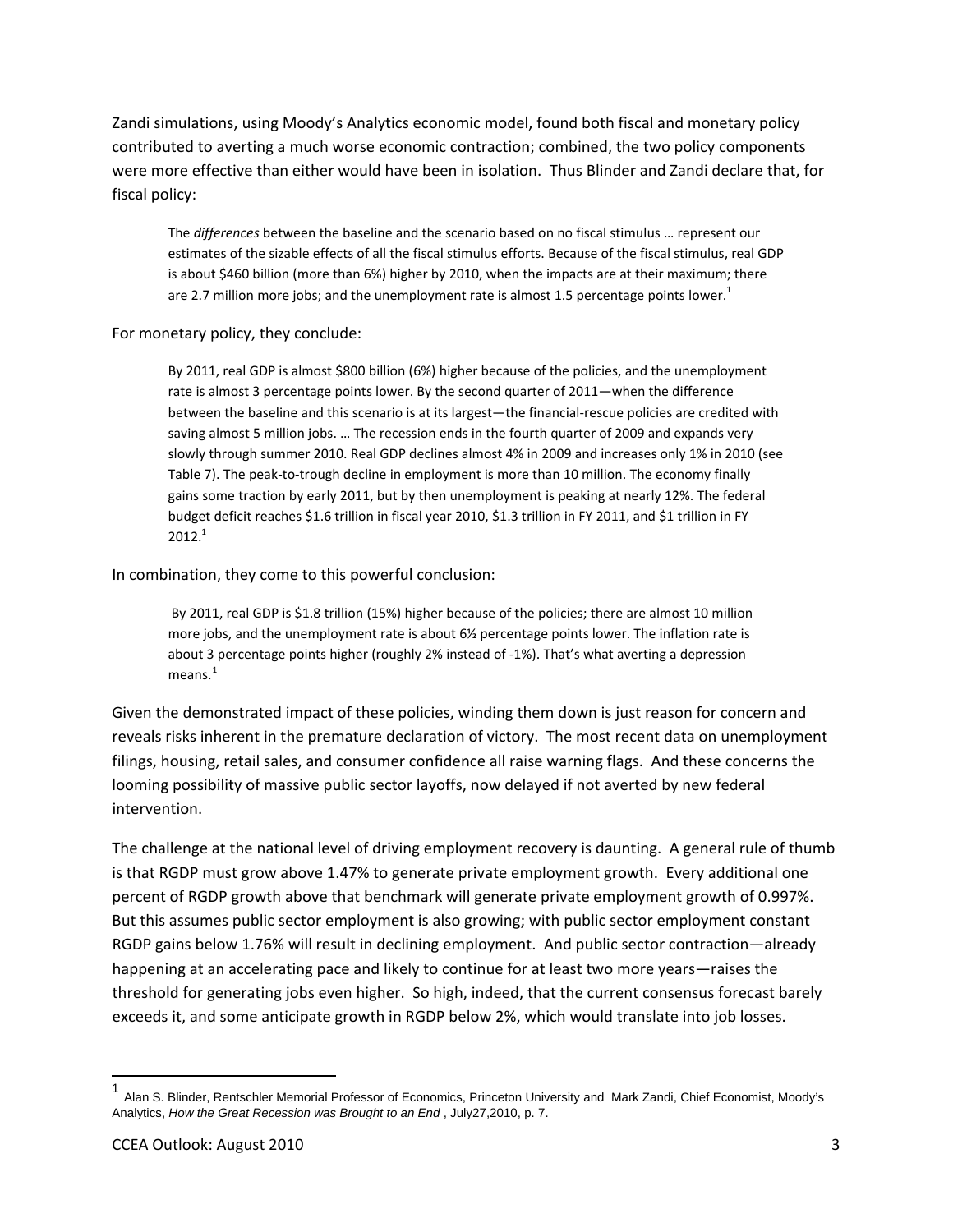Zandi simulations, using Moody's Analytics economic model, found both fiscal and monetary policy contributed to averting a much worse economic contraction; combined, the two policy components were more effective than either would have been in isolation. Thus Blinder and Zandi declare that, for fiscal policy:

> The *differences* between the baseline and the scenario based on no fiscal stimulus … represent our estimates of the sizable effects of all the fiscal stimulus efforts. Because of the fiscal stimulus, real GDP is about $460 billion (more than 6%) higher by 2010, when the impacts are at their maximum; there are 2.7 million more jobs; and the unemployment rate is almost 1.5 percentage points lower.[1]

For monetary policy, they conclude:

> By 2011, real GDP is almost $800 billion (6%) higher because of the policies, and the unemployment rate is almost 3 percentage points lower. By the second quarter of 2011—when the difference between the baseline and this scenario is at its largest—the financial-rescue policies are credited with saving almost 5 million jobs. … The recession ends in the fourth quarter of 2009 and expands very slowly through summer 2010. Real GDP declines almost 4% in 2009 and increases only 1% in 2010 (see Table 7). The peak-to-trough decline in employment is more than 10 million. The economy finally gains some traction by early 2011, but by then unemployment is peaking at nearly 12%. The federal budget deficit reaches $1.6 trillion in fiscal year 2010, $1.3 trillion in FY 2011, and $1 trillion in FY 2012.[1]

In combination, they come to this powerful conclusion:

> By 2011, real GDP is $1.8 trillion (15%) higher because of the policies; there are almost 10 million more jobs, and the unemployment rate is about 6½ percentage points lower. The inflation rate is about 3 percentage points higher (roughly 2% instead of -1%). That's what averting a depression means.[1]

Given the demonstrated impact of these policies, winding them down is just reason for concern and reveals risks inherent in the premature declaration of victory. The most recent data on unemployment filings, housing, retail sales, and consumer confidence all raise warning flags. And these concerns the looming possibility of massive public sector layoffs, now delayed if not averted by new federal intervention.

The challenge at the national level of driving employment recovery is daunting. A general rule of thumb is that RGDP must grow above 1.47% to generate private employment growth. Every additional one percent of RGDP growth above that benchmark will generate private employment growth of 0.997%. But this assumes public sector employment is also growing; with public sector employment constant RGDP gains below 1.76% will result in declining employment. And public sector contraction—already happening at an accelerating pace and likely to continue for at least two more years—raises the threshold for generating jobs even higher. So high, indeed, that the current consensus forecast barely exceeds it, and some anticipate growth in RGDP below 2%, which would translate into job losses.

---

[1] Alan S. Blinder, Rentschler Memorial Professor of Economics, Princeton University and Mark Zandi, Chief Economist, Moody's Analytics, *How the Great Recession was Brought to an End* , July27,2010, p. 7.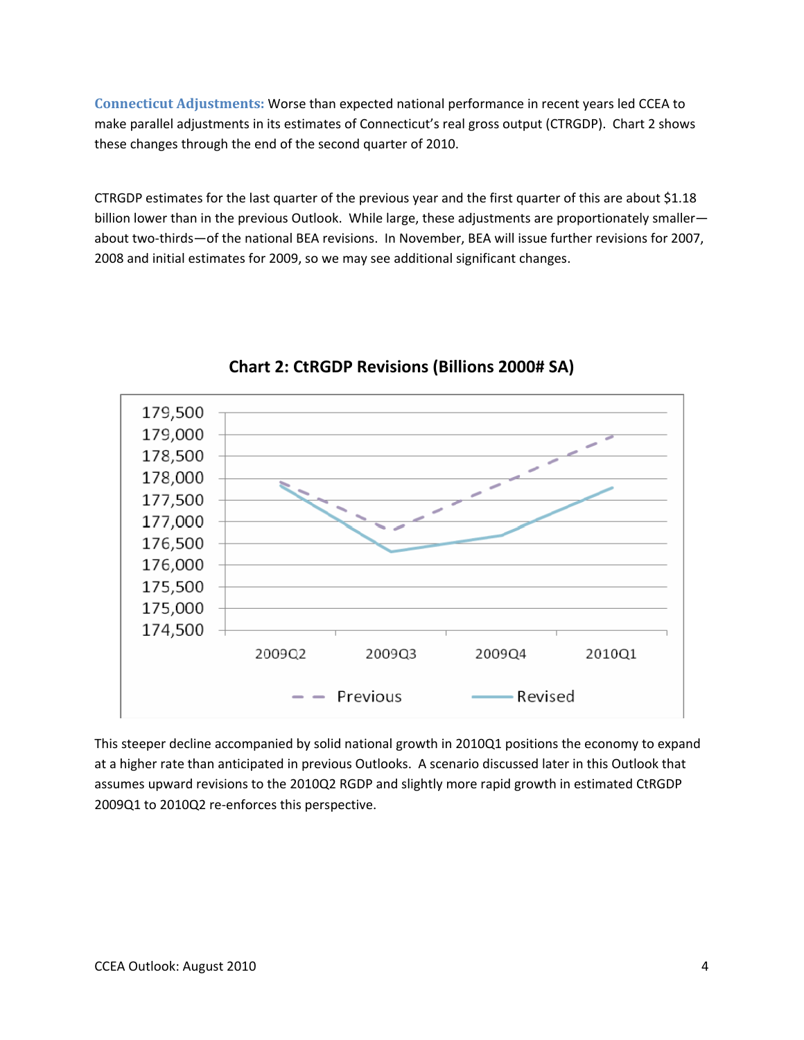**Connecticut Adjustments:** Worse than expected national performance in recent years led CCEA to make parallel adjustments in its estimates of Connecticut's real gross output (CTRGDP). Chart 2 shows these changes through the end of the second quarter of 2010.

CTRGDP estimates for the last quarter of the previous year and the first quarter of this are about $1.18 billion lower than in the previous Outlook. While large, these adjustments are proportionately smaller—about two-thirds—of the national BEA revisions. In November, BEA will issue further revisions for 2007, 2008 and initial estimates for 2009, so we may see additional significant changes.

**Chart 2: CtRGDP Revisions (Billions 2000# SA)**

This steeper decline accompanied by solid national growth in 2010Q1 positions the economy to expand at a higher rate than anticipated in previous Outlooks. A scenario discussed later in this Outlook that assumes upward revisions to the 2010Q2 RGDP and slightly more rapid growth in estimated CtRGDP 2009Q1 to 2010Q2 re-enforces this perspective.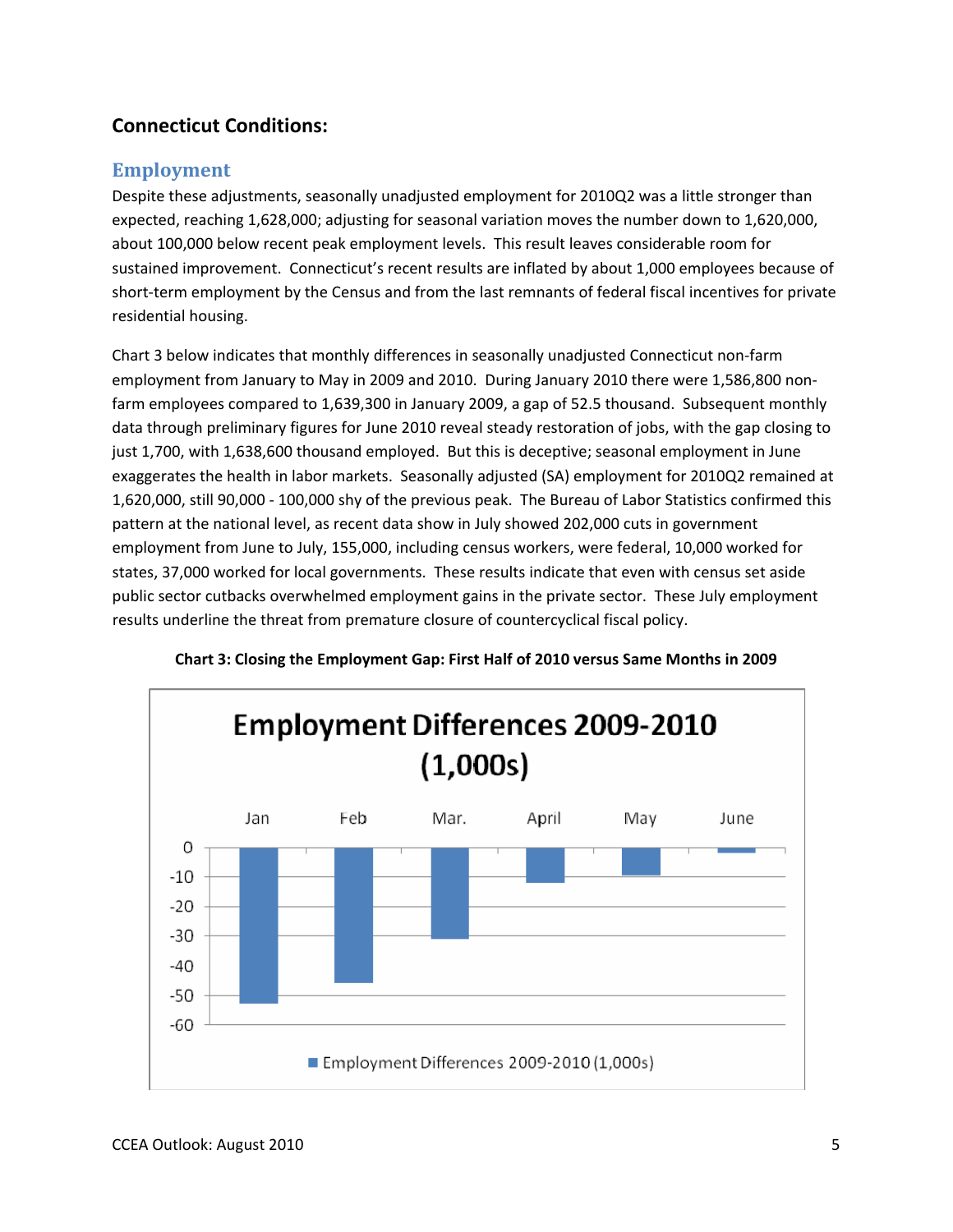## Connecticut Conditions:

### Employment

Despite these adjustments, seasonally unadjusted employment for 2010Q2 was a little stronger than expected, reaching 1,628,000; adjusting for seasonal variation moves the number down to 1,620,000, about 100,000 below recent peak employment levels. This result leaves considerable room for sustained improvement. Connecticut's recent results are inflated by about 1,000 employees because of short-term employment by the Census and from the last remnants of federal fiscal incentives for private residential housing.

Chart 3 below indicates that monthly differences in seasonally unadjusted Connecticut non-farm employment from January to May in 2009 and 2010. During January 2010 there were 1,586,800 non-farm employees compared to 1,639,300 in January 2009, a gap of 52.5 thousand. Subsequent monthly data through preliminary figures for June 2010 reveal steady restoration of jobs, with the gap closing to just 1,700, with 1,638,600 thousand employed. But this is deceptive; seasonal employment in June exaggerates the health in labor markets. Seasonally adjusted (SA) employment for 2010Q2 remained at 1,620,000, still 90,000 - 100,000 shy of the previous peak. The Bureau of Labor Statistics confirmed this pattern at the national level, as recent data show in July showed 202,000 cuts in government employment from June to July, 155,000, including census workers, were federal, 10,000 worked for states, 37,000 worked for local governments. These results indicate that even with census set aside public sector cutbacks overwhelmed employment gains in the private sector. These July employment results underline the threat from premature closure of countercyclical fiscal policy.

**Chart 3: Closing the Employment Gap: First Half of 2010 versus Same Months in 2009**

**Employment Differences 2009-2010 (1,000s)**

| Month | Employment Differences 2009-2010 (1,000s) |
|---|---|
| Jan | -52.5 |
| Feb | -46 |
| Mar. | -31 |
| April | -12 |
| May | -9.5 |
| June | -1.7 |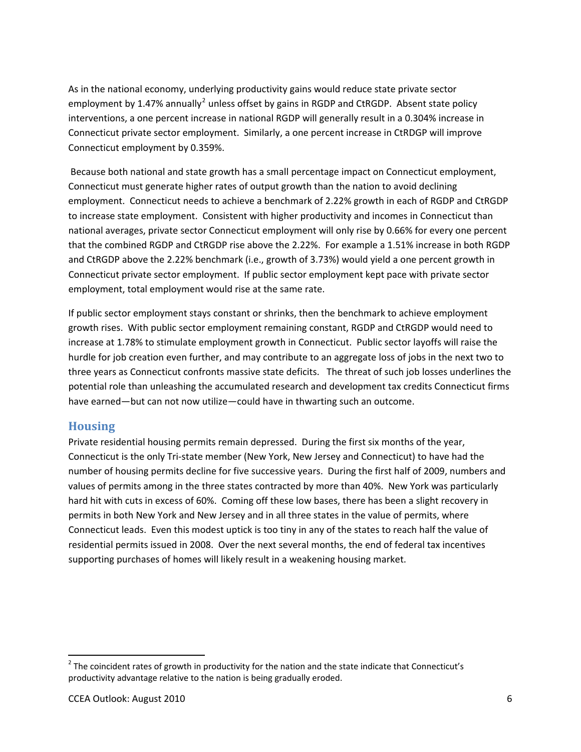As in the national economy, underlying productivity gains would reduce state private sector employment by 1.47% annually[2] unless offset by gains in RGDP and CtRGDP. Absent state policy interventions, a one percent increase in national RGDP will generally result in a 0.304% increase in Connecticut private sector employment. Similarly, a one percent increase in CtRDGP will improve Connecticut employment by 0.359%.

Because both national and state growth has a small percentage impact on Connecticut employment, Connecticut must generate higher rates of output growth than the nation to avoid declining employment. Connecticut needs to achieve a benchmark of 2.22% growth in each of RGDP and CtRGDP to increase state employment. Consistent with higher productivity and incomes in Connecticut than national averages, private sector Connecticut employment will only rise by 0.66% for every one percent that the combined RGDP and CtRGDP rise above the 2.22%. For example a 1.51% increase in both RGDP and CtRGDP above the 2.22% benchmark (i.e., growth of 3.73%) would yield a one percent growth in Connecticut private sector employment. If public sector employment kept pace with private sector employment, total employment would rise at the same rate.

If public sector employment stays constant or shrinks, then the benchmark to achieve employment growth rises. With public sector employment remaining constant, RGDP and CtRGDP would need to increase at 1.78% to stimulate employment growth in Connecticut. Public sector layoffs will raise the hurdle for job creation even further, and may contribute to an aggregate loss of jobs in the next two to three years as Connecticut confronts massive state deficits. The threat of such job losses underlines the potential role than unleashing the accumulated research and development tax credits Connecticut firms have earned—but can not now utilize—could have in thwarting such an outcome.

## Housing

Private residential housing permits remain depressed. During the first six months of the year, Connecticut is the only Tri-state member (New York, New Jersey and Connecticut) to have had the number of housing permits decline for five successive years. During the first half of 2009, numbers and values of permits among in the three states contracted by more than 40%. New York was particularly hard hit with cuts in excess of 60%. Coming off these low bases, there has been a slight recovery in permits in both New York and New Jersey and in all three states in the value of permits, where Connecticut leads. Even this modest uptick is too tiny in any of the states to reach half the value of residential permits issued in 2008. Over the next several months, the end of federal tax incentives supporting purchases of homes will likely result in a weakening housing market.

[2] The coincident rates of growth in productivity for the nation and the state indicate that Connecticut's productivity advantage relative to the nation is being gradually eroded.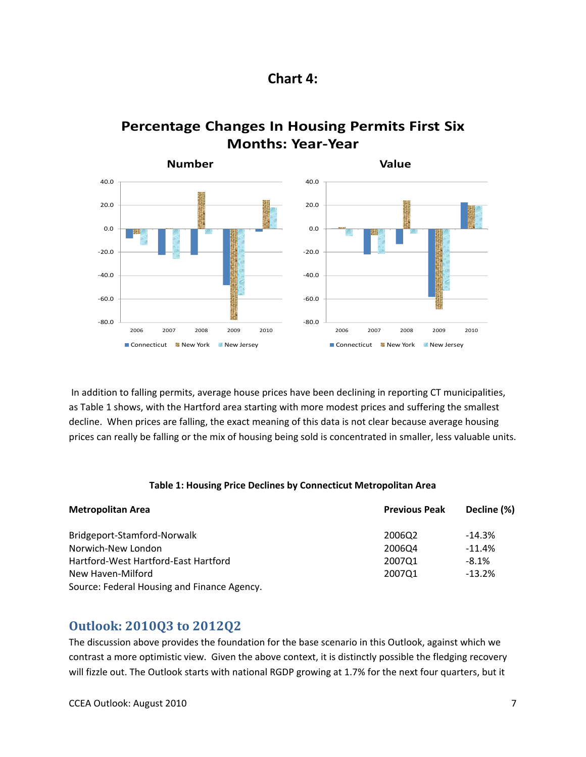## Chart 4:

### Percentage Changes In Housing Permits First Six Months: Year-Year

In addition to falling permits, average house prices have been declining in reporting CT municipalities, as Table 1 shows, with the Hartford area starting with more modest prices and suffering the smallest decline. When prices are falling, the exact meaning of this data is not clear because average housing prices can really be falling or the mix of housing being sold is concentrated in smaller, less valuable units.

**Table 1: Housing Price Declines by Connecticut Metropolitan Area**

| Metropolitan Area | Previous Peak | Decline (%) |
|---|---|---|
| Bridgeport-Stamford-Norwalk | 2006Q2 | -14.3% |
| Norwich-New London | 2006Q4 | -11.4% |
| Hartford-West Hartford-East Hartford | 2007Q1 | -8.1% |
| New Haven-Milford | 2007Q1 | -13.2% |

Source: Federal Housing and Finance Agency.

## Outlook: 2010Q3 to 2012Q2

The discussion above provides the foundation for the base scenario in this Outlook, against which we contrast a more optimistic view. Given the above context, it is distinctly possible the fledging recovery will fizzle out. The Outlook starts with national RGDP growing at 1.7% for the next four quarters, but it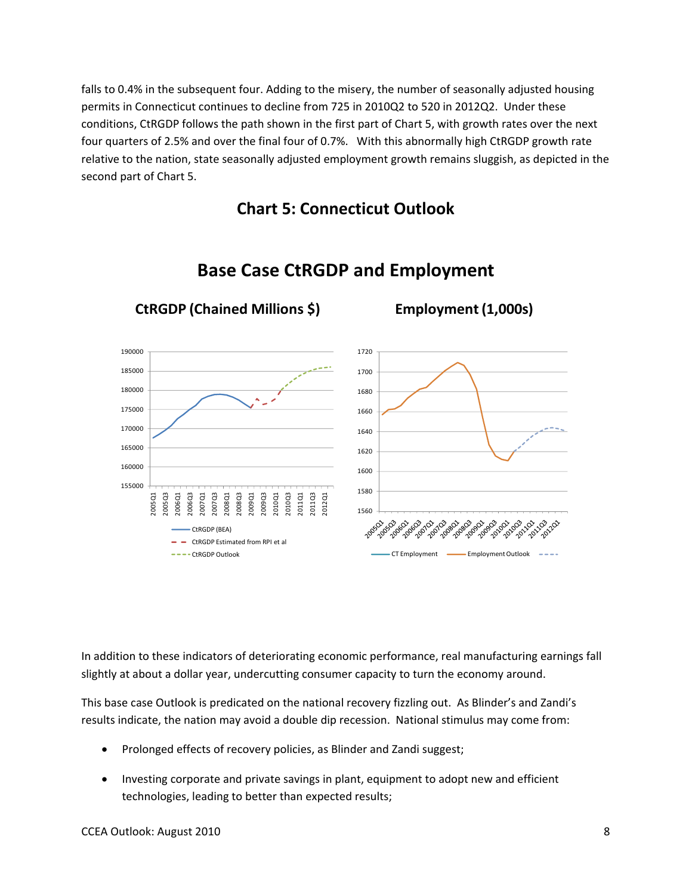falls to 0.4% in the subsequent four. Adding to the misery, the number of seasonally adjusted housing permits in Connecticut continues to decline from 725 in 2010Q2 to 520 in 2012Q2. Under these conditions, CtRGDP follows the path shown in the first part of Chart 5, with growth rates over the next four quarters of 2.5% and over the final four of 0.7%. With this abnormally high CtRGDP growth rate relative to the nation, state seasonally adjusted employment growth remains sluggish, as depicted in the second part of Chart 5.

## Chart 5: Connecticut Outlook

### Base Case CtRGDP and Employment

**CtRGDP (Chained Millions $)** — legend: CtRGDP (BEA); CtRGDP Estimated from RPI et al; CtRGDP Outlook

**Employment (1,000s)** — legend: CT Employment; Employment Outlook

In addition to these indicators of deteriorating economic performance, real manufacturing earnings fall slightly at about a dollar year, undercutting consumer capacity to turn the economy around.

This base case Outlook is predicated on the national recovery fizzling out. As Blinder's and Zandi's results indicate, the nation may avoid a double dip recession. National stimulus may come from:

- Prolonged effects of recovery policies, as Blinder and Zandi suggest;
- Investing corporate and private savings in plant, equipment to adopt new and efficient technologies, leading to better than expected results;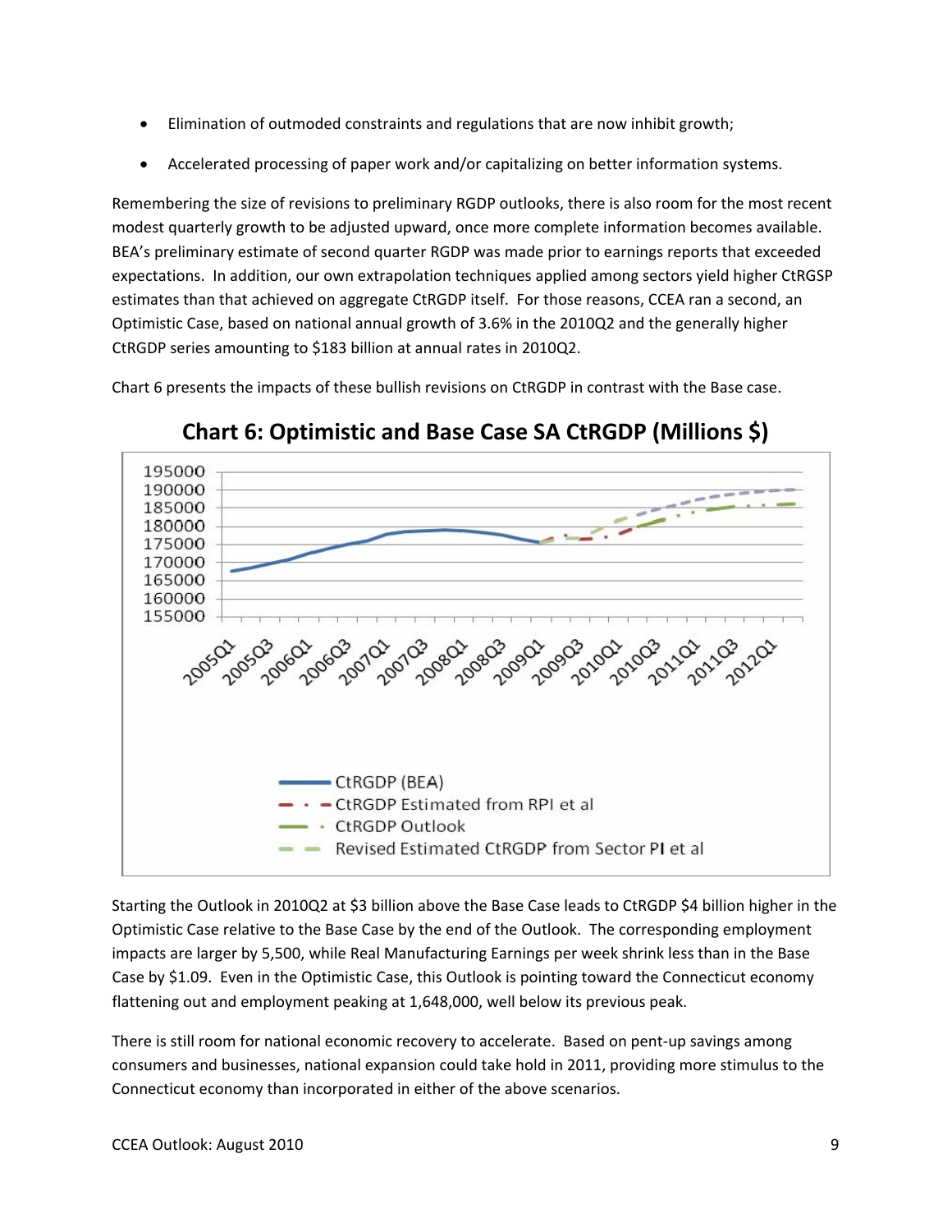- Elimination of outmoded constraints and regulations that are now inhibit growth;
- Accelerated processing of paper work and/or capitalizing on better information systems.

Remembering the size of revisions to preliminary RGDP outlooks, there is also room for the most recent modest quarterly growth to be adjusted upward, once more complete information becomes available. BEA's preliminary estimate of second quarter RGDP was made prior to earnings reports that exceeded expectations. In addition, our own extrapolation techniques applied among sectors yield higher CtRGSP estimates than that achieved on aggregate CtRGDP itself. For those reasons, CCEA ran a second, an Optimistic Case, based on national annual growth of 3.6% in the 2010Q2 and the generally higher CtRGDP series amounting to $183 billion at annual rates in 2010Q2.

Chart 6 presents the impacts of these bullish revisions on CtRGDP in contrast with the Base case.

## Chart 6: Optimistic and Base Case SA CtRGDP (Millions $)

Starting the Outlook in 2010Q2 at $3 billion above the Base Case leads to CtRGDP $4 billion higher in the Optimistic Case relative to the Base Case by the end of the Outlook. The corresponding employment impacts are larger by 5,500, while Real Manufacturing Earnings per week shrink less than in the Base Case by $1.09. Even in the Optimistic Case, this Outlook is pointing toward the Connecticut economy flattening out and employment peaking at 1,648,000, well below its previous peak.

There is still room for national economic recovery to accelerate. Based on pent-up savings among consumers and businesses, national expansion could take hold in 2011, providing more stimulus to the Connecticut economy than incorporated in either of the above scenarios.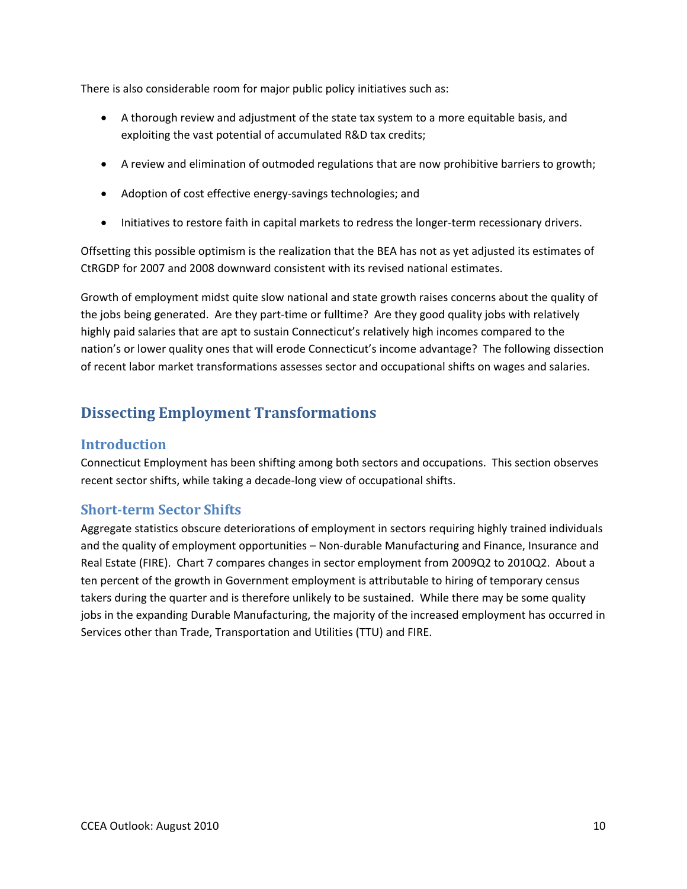There is also considerable room for major public policy initiatives such as:

- A thorough review and adjustment of the state tax system to a more equitable basis, and exploiting the vast potential of accumulated R&D tax credits;
- A review and elimination of outmoded regulations that are now prohibitive barriers to growth;
- Adoption of cost effective energy-savings technologies; and
- Initiatives to restore faith in capital markets to redress the longer-term recessionary drivers.

Offsetting this possible optimism is the realization that the BEA has not as yet adjusted its estimates of CtRGDP for 2007 and 2008 downward consistent with its revised national estimates.

Growth of employment midst quite slow national and state growth raises concerns about the quality of the jobs being generated. Are they part-time or fulltime? Are they good quality jobs with relatively highly paid salaries that are apt to sustain Connecticut's relatively high incomes compared to the nation's or lower quality ones that will erode Connecticut's income advantage? The following dissection of recent labor market transformations assesses sector and occupational shifts on wages and salaries.

## Dissecting Employment Transformations

### Introduction

Connecticut Employment has been shifting among both sectors and occupations. This section observes recent sector shifts, while taking a decade-long view of occupational shifts.

### Short-term Sector Shifts

Aggregate statistics obscure deteriorations of employment in sectors requiring highly trained individuals and the quality of employment opportunities – Non-durable Manufacturing and Finance, Insurance and Real Estate (FIRE). Chart 7 compares changes in sector employment from 2009Q2 to 2010Q2. About a ten percent of the growth in Government employment is attributable to hiring of temporary census takers during the quarter and is therefore unlikely to be sustained. While there may be some quality jobs in the expanding Durable Manufacturing, the majority of the increased employment has occurred in Services other than Trade, Transportation and Utilities (TTU) and FIRE.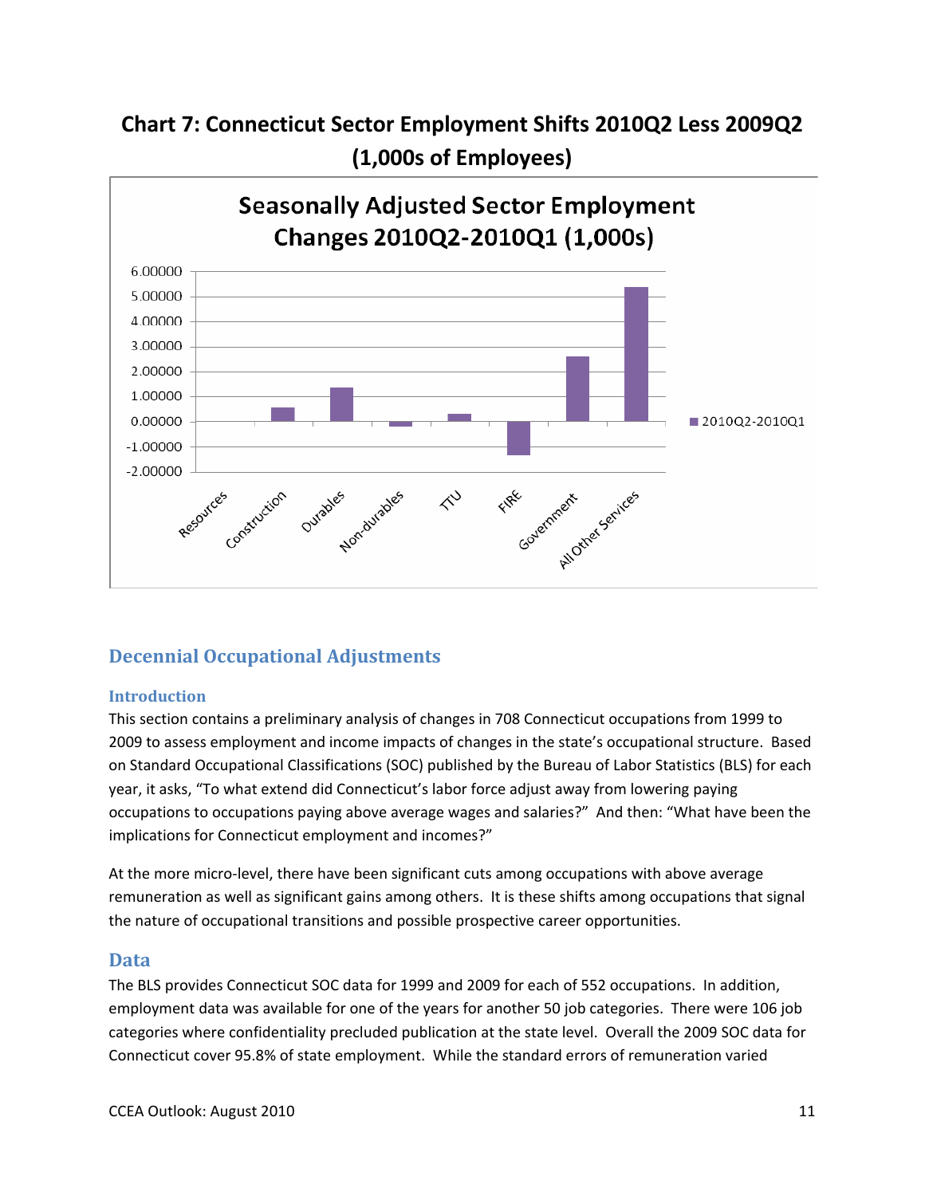## Chart 7: Connecticut Sector Employment Shifts 2010Q2 Less 2009Q2 (1,000s of Employees)

## Decennial Occupational Adjustments

### Introduction

This section contains a preliminary analysis of changes in 708 Connecticut occupations from 1999 to 2009 to assess employment and income impacts of changes in the state's occupational structure. Based on Standard Occupational Classifications (SOC) published by the Bureau of Labor Statistics (BLS) for each year, it asks, "To what extend did Connecticut's labor force adjust away from lowering paying occupations to occupations paying above average wages and salaries?" And then: "What have been the implications for Connecticut employment and incomes?"

At the more micro-level, there have been significant cuts among occupations with above average remuneration as well as significant gains among others. It is these shifts among occupations that signal the nature of occupational transitions and possible prospective career opportunities.

### Data

The BLS provides Connecticut SOC data for 1999 and 2009 for each of 552 occupations. In addition, employment data was available for one of the years for another 50 job categories. There were 106 job categories where confidentiality precluded publication at the state level. Overall the 2009 SOC data for Connecticut cover 95.8% of state employment. While the standard errors of remuneration varied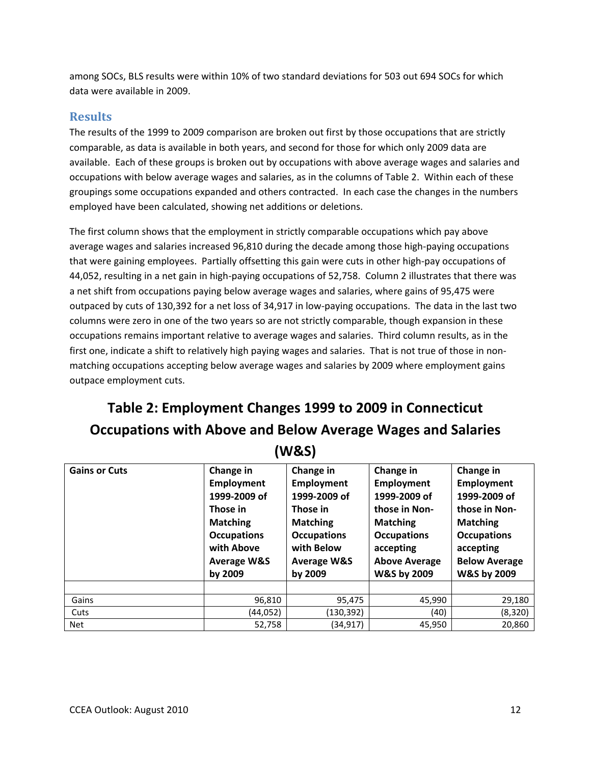among SOCs, BLS results were within 10% of two standard deviations for 503 out 694 SOCs for which data were available in 2009.

## Results

The results of the 1999 to 2009 comparison are broken out first by those occupations that are strictly comparable, as data is available in both years, and second for those for which only 2009 data are available. Each of these groups is broken out by occupations with above average wages and salaries and occupations with below average wages and salaries, as in the columns of Table 2. Within each of these groupings some occupations expanded and others contracted. In each case the changes in the numbers employed have been calculated, showing net additions or deletions.

The first column shows that the employment in strictly comparable occupations which pay above average wages and salaries increased 96,810 during the decade among those high-paying occupations that were gaining employees. Partially offsetting this gain were cuts in other high-pay occupations of 44,052, resulting in a net gain in high-paying occupations of 52,758. Column 2 illustrates that there was a net shift from occupations paying below average wages and salaries, where gains of 95,475 were outpaced by cuts of 130,392 for a net loss of 34,917 in low-paying occupations. The data in the last two columns were zero in one of the two years so are not strictly comparable, though expansion in these occupations remains important relative to average wages and salaries. Third column results, as in the first one, indicate a shift to relatively high paying wages and salaries. That is not true of those in non-matching occupations accepting below average wages and salaries by 2009 where employment gains outpace employment cuts.

## Table 2: Employment Changes 1999 to 2009 in Connecticut Occupations with Above and Below Average Wages and Salaries (W&S)

| Gains or Cuts | Change in Employment 1999-2009 of Those in Matching Occupations with Above Average W&S by 2009 | Change in Employment 1999-2009 of Those in Matching Occupations with Below Average W&S by 2009 | Change in Employment 1999-2009 of those in Non-Matching Occupations accepting Above Average W&S by 2009 | Change in Employment 1999-2009 of those in Non-Matching Occupations accepting Below Average W&S by 2009 |
|---|---|---|---|---|
| | | | | |
| Gains | 96,810 | 95,475 | 45,990 | 29,180 |
| Cuts | (44,052) | (130,392) | (40) | (8,320) |
| Net | 52,758 | (34,917) | 45,950 | 20,860 |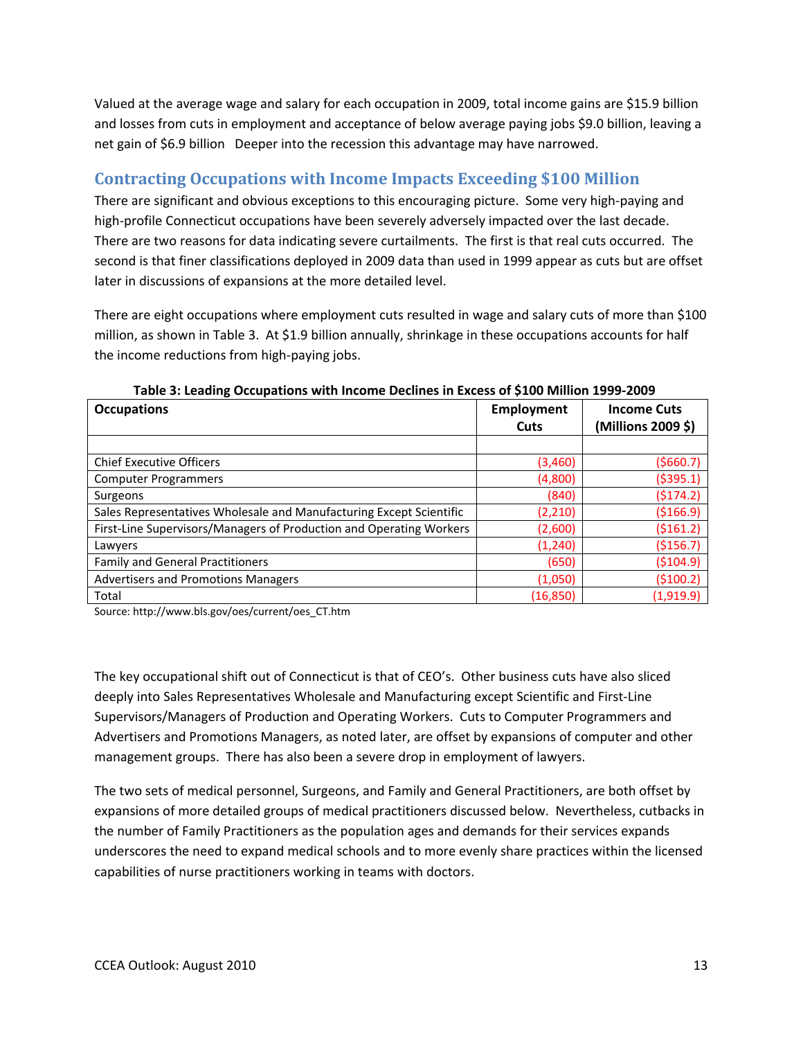Valued at the average wage and salary for each occupation in 2009, total income gains are $15.9 billion and losses from cuts in employment and acceptance of below average paying jobs $9.0 billion, leaving a net gain of $6.9 billion Deeper into the recession this advantage may have narrowed.

## Contracting Occupations with Income Impacts Exceeding $100 Million

There are significant and obvious exceptions to this encouraging picture. Some very high-paying and high-profile Connecticut occupations have been severely adversely impacted over the last decade. There are two reasons for data indicating severe curtailments. The first is that real cuts occurred. The second is that finer classifications deployed in 2009 data than used in 1999 appear as cuts but are offset later in discussions of expansions at the more detailed level.

There are eight occupations where employment cuts resulted in wage and salary cuts of more than $100 million, as shown in Table 3. At $1.9 billion annually, shrinkage in these occupations accounts for half the income reductions from high-paying jobs.

**Table 3: Leading Occupations with Income Declines in Excess of $100 Million 1999-2009**

| Occupations | Employment Cuts | Income Cuts (Millions 2009 $) |
|---|---|---|
| | | |
| Chief Executive Officers | (3,460) | ($660.7) |
| Computer Programmers | (4,800) | ($395.1) |
| Surgeons | (840) | ($174.2) |
| Sales Representatives Wholesale and Manufacturing Except Scientific | (2,210) | ($166.9) |
| First-Line Supervisors/Managers of Production and Operating Workers | (2,600) | ($161.2) |
| Lawyers | (1,240) | ($156.7) |
| Family and General Practitioners | (650) | ($104.9) |
| Advertisers and Promotions Managers | (1,050) | ($100.2) |
| Total | (16,850) | (1,919.9) |

Source: http://www.bls.gov/oes/current/oes_CT.htm

The key occupational shift out of Connecticut is that of CEO's. Other business cuts have also sliced deeply into Sales Representatives Wholesale and Manufacturing except Scientific and First-Line Supervisors/Managers of Production and Operating Workers. Cuts to Computer Programmers and Advertisers and Promotions Managers, as noted later, are offset by expansions of computer and other management groups. There has also been a severe drop in employment of lawyers.

The two sets of medical personnel, Surgeons, and Family and General Practitioners, are both offset by expansions of more detailed groups of medical practitioners discussed below. Nevertheless, cutbacks in the number of Family Practitioners as the population ages and demands for their services expands underscores the need to expand medical schools and to more evenly share practices within the licensed capabilities of nurse practitioners working in teams with doctors.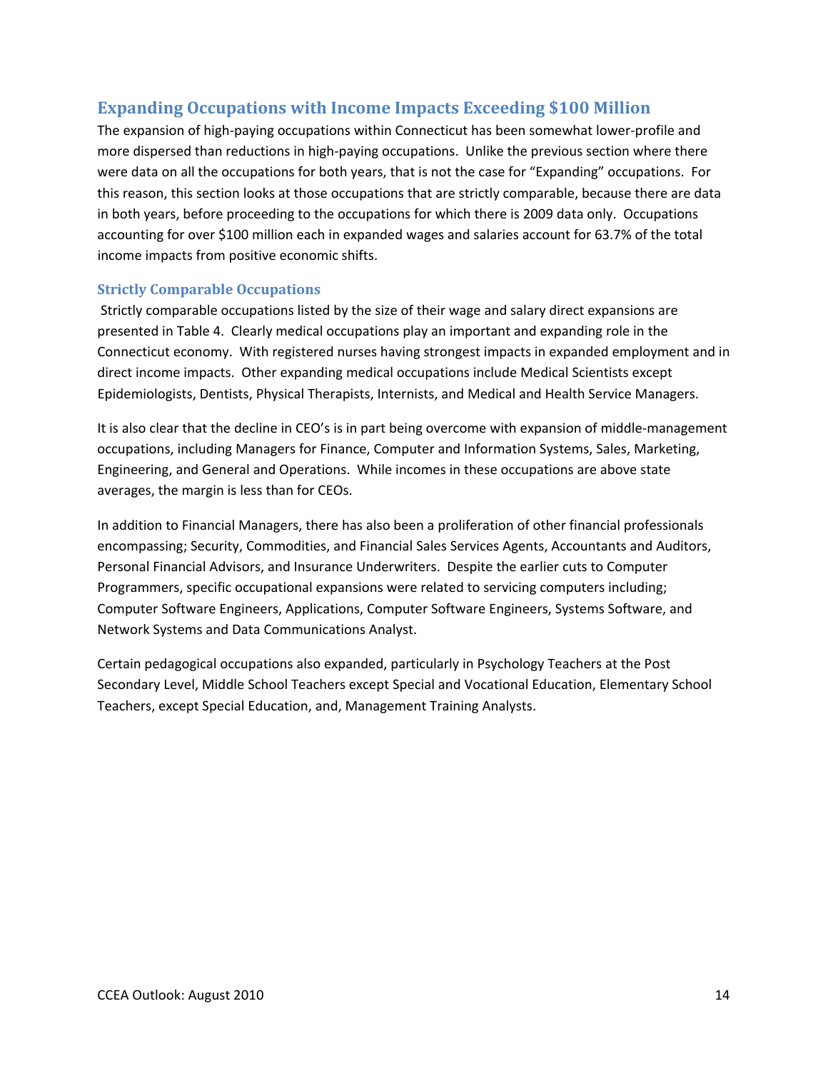## Expanding Occupations with Income Impacts Exceeding $100 Million

The expansion of high-paying occupations within Connecticut has been somewhat lower-profile and more dispersed than reductions in high-paying occupations. Unlike the previous section where there were data on all the occupations for both years, that is not the case for "Expanding" occupations. For this reason, this section looks at those occupations that are strictly comparable, because there are data in both years, before proceeding to the occupations for which there is 2009 data only. Occupations accounting for over $100 million each in expanded wages and salaries account for 63.7% of the total income impacts from positive economic shifts.

### Strictly Comparable Occupations

Strictly comparable occupations listed by the size of their wage and salary direct expansions are presented in Table 4. Clearly medical occupations play an important and expanding role in the Connecticut economy. With registered nurses having strongest impacts in expanded employment and in direct income impacts. Other expanding medical occupations include Medical Scientists except Epidemiologists, Dentists, Physical Therapists, Internists, and Medical and Health Service Managers.

It is also clear that the decline in CEO's is in part being overcome with expansion of middle-management occupations, including Managers for Finance, Computer and Information Systems, Sales, Marketing, Engineering, and General and Operations. While incomes in these occupations are above state averages, the margin is less than for CEOs.

In addition to Financial Managers, there has also been a proliferation of other financial professionals encompassing; Security, Commodities, and Financial Sales Services Agents, Accountants and Auditors, Personal Financial Advisors, and Insurance Underwriters. Despite the earlier cuts to Computer Programmers, specific occupational expansions were related to servicing computers including; Computer Software Engineers, Applications, Computer Software Engineers, Systems Software, and Network Systems and Data Communications Analyst.

Certain pedagogical occupations also expanded, particularly in Psychology Teachers at the Post Secondary Level, Middle School Teachers except Special and Vocational Education, Elementary School Teachers, except Special Education, and, Management Training Analysts.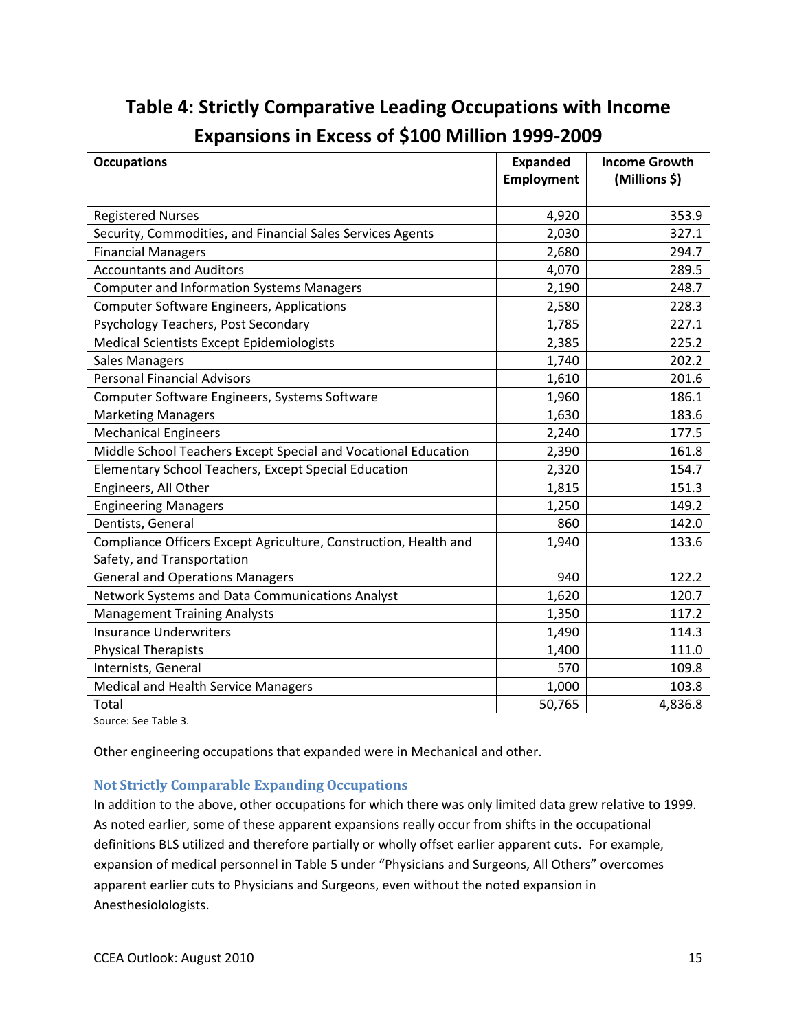# Table 4: Strictly Comparative Leading Occupations with Income Expansions in Excess of $100 Million 1999-2009

| Occupations | Expanded Employment | Income Growth (Millions $) |
|---|---|---|
| | | |
| Registered Nurses | 4,920 | 353.9 |
| Security, Commodities, and Financial Sales Services Agents | 2,030 | 327.1 |
| Financial Managers | 2,680 | 294.7 |
| Accountants and Auditors | 4,070 | 289.5 |
| Computer and Information Systems Managers | 2,190 | 248.7 |
| Computer Software Engineers, Applications | 2,580 | 228.3 |
| Psychology Teachers, Post Secondary | 1,785 | 227.1 |
| Medical Scientists Except Epidemiologists | 2,385 | 225.2 |
| Sales Managers | 1,740 | 202.2 |
| Personal Financial Advisors | 1,610 | 201.6 |
| Computer Software Engineers, Systems Software | 1,960 | 186.1 |
| Marketing Managers | 1,630 | 183.6 |
| Mechanical Engineers | 2,240 | 177.5 |
| Middle School Teachers Except Special and Vocational Education | 2,390 | 161.8 |
| Elementary School Teachers, Except Special Education | 2,320 | 154.7 |
| Engineers, All Other | 1,815 | 151.3 |
| Engineering Managers | 1,250 | 149.2 |
| Dentists, General | 860 | 142.0 |
| Compliance Officers Except Agriculture, Construction, Health and Safety, and Transportation | 1,940 | 133.6 |
| General and Operations Managers | 940 | 122.2 |
| Network Systems and Data Communications Analyst | 1,620 | 120.7 |
| Management Training Analysts | 1,350 | 117.2 |
| Insurance Underwriters | 1,490 | 114.3 |
| Physical Therapists | 1,400 | 111.0 |
| Internists, General | 570 | 109.8 |
| Medical and Health Service Managers | 1,000 | 103.8 |
| Total | 50,765 | 4,836.8 |

Source: See Table 3.

Other engineering occupations that expanded were in Mechanical and other.

### Not Strictly Comparable Expanding Occupations

In addition to the above, other occupations for which there was only limited data grew relative to 1999. As noted earlier, some of these apparent expansions really occur from shifts in the occupational definitions BLS utilized and therefore partially or wholly offset earlier apparent cuts. For example, expansion of medical personnel in Table 5 under "Physicians and Surgeons, All Others" overcomes apparent earlier cuts to Physicians and Surgeons, even without the noted expansion in Anesthesiolologists.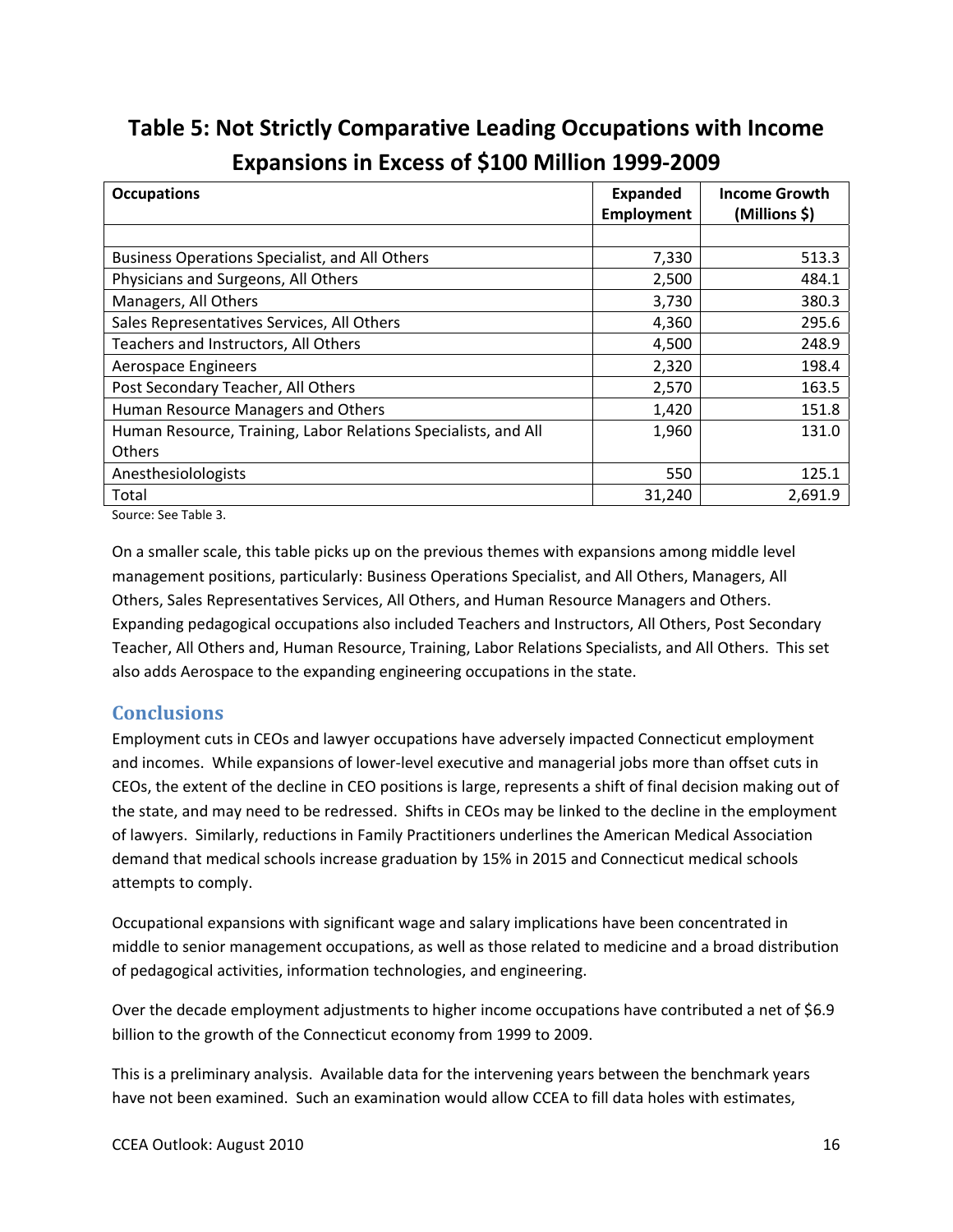## Table 5: Not Strictly Comparative Leading Occupations with Income Expansions in Excess of $100 Million 1999-2009

| Occupations | Expanded Employment | Income Growth (Millions $) |
|---|---|---|
| | | |
| Business Operations Specialist, and All Others | 7,330 | 513.3 |
| Physicians and Surgeons, All Others | 2,500 | 484.1 |
| Managers, All Others | 3,730 | 380.3 |
| Sales Representatives Services, All Others | 4,360 | 295.6 |
| Teachers and Instructors, All Others | 4,500 | 248.9 |
| Aerospace Engineers | 2,320 | 198.4 |
| Post Secondary Teacher, All Others | 2,570 | 163.5 |
| Human Resource Managers and Others | 1,420 | 151.8 |
| Human Resource, Training, Labor Relations Specialists, and All Others | 1,960 | 131.0 |
| Anesthesiolologists | 550 | 125.1 |
| Total | 31,240 | 2,691.9 |

Source: See Table 3.

On a smaller scale, this table picks up on the previous themes with expansions among middle level management positions, particularly: Business Operations Specialist, and All Others, Managers, All Others, Sales Representatives Services, All Others, and Human Resource Managers and Others. Expanding pedagogical occupations also included Teachers and Instructors, All Others, Post Secondary Teacher, All Others and, Human Resource, Training, Labor Relations Specialists, and All Others. This set also adds Aerospace to the expanding engineering occupations in the state.

## Conclusions

Employment cuts in CEOs and lawyer occupations have adversely impacted Connecticut employment and incomes. While expansions of lower-level executive and managerial jobs more than offset cuts in CEOs, the extent of the decline in CEO positions is large, represents a shift of final decision making out of the state, and may need to be redressed. Shifts in CEOs may be linked to the decline in the employment of lawyers. Similarly, reductions in Family Practitioners underlines the American Medical Association demand that medical schools increase graduation by 15% in 2015 and Connecticut medical schools attempts to comply.

Occupational expansions with significant wage and salary implications have been concentrated in middle to senior management occupations, as well as those related to medicine and a broad distribution of pedagogical activities, information technologies, and engineering.

Over the decade employment adjustments to higher income occupations have contributed a net of $6.9 billion to the growth of the Connecticut economy from 1999 to 2009.

This is a preliminary analysis. Available data for the intervening years between the benchmark years have not been examined. Such an examination would allow CCEA to fill data holes with estimates,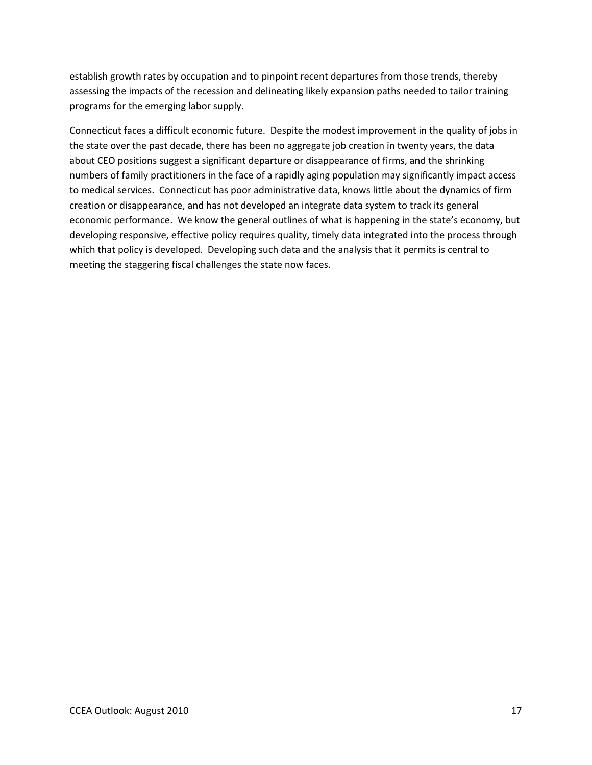establish growth rates by occupation and to pinpoint recent departures from those trends, thereby assessing the impacts of the recession and delineating likely expansion paths needed to tailor training programs for the emerging labor supply.

Connecticut faces a difficult economic future. Despite the modest improvement in the quality of jobs in the state over the past decade, there has been no aggregate job creation in twenty years, the data about CEO positions suggest a significant departure or disappearance of firms, and the shrinking numbers of family practitioners in the face of a rapidly aging population may significantly impact access to medical services. Connecticut has poor administrative data, knows little about the dynamics of firm creation or disappearance, and has not developed an integrate data system to track its general economic performance. We know the general outlines of what is happening in the state's economy, but developing responsive, effective policy requires quality, timely data integrated into the process through which that policy is developed. Developing such data and the analysis that it permits is central to meeting the staggering fiscal challenges the state now faces.